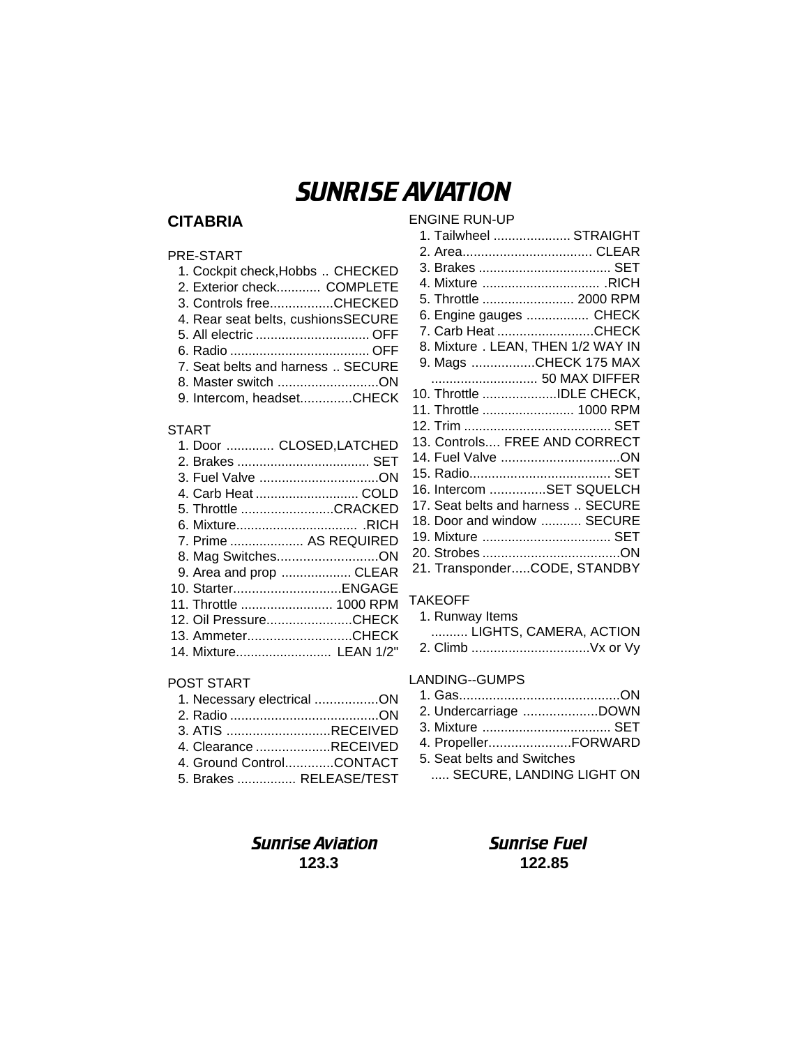# SUNRISE AVIATION

## CITABRIA

### PRE-START

1. Cockpit check,Hobbs .. CHECKED
2. Exterior check............ COMPLETE
3. Controls free.................CHECKED
4. Rear seat belts, cushionsSECURE
5. All electric ............................... OFF
6. Radio ...................................... OFF
7. Seat belts and harness .. SECURE
8. Master switch ...........................ON
9. Intercom, headset..............CHECK

### START

1. Door ............. CLOSED,LATCHED
2. Brakes .................................... SET
3. Fuel Valve ................................ON
4. Carb Heat ............................ COLD
5. Throttle .........................CRACKED
6. Mixture................................. .RICH
7. Prime .................... AS REQUIRED
8. Mag Switches...........................ON
9. Area and prop ................... CLEAR
10. Starter.............................ENGAGE
11. Throttle ......................... 1000 RPM
12. Oil Pressure.......................CHECK
13. Ammeter............................CHECK
14. Mixture.......................... LEAN 1/2"

### POST START

1. Necessary electrical .................ON
2. Radio ........................................ON
3. ATIS ............................RECEIVED
4. Clearance ....................RECEIVED
4. Ground Control.............CONTACT
5. Brakes ................ RELEASE/TEST

### ENGINE RUN-UP

1. Tailwheel ..................... STRAIGHT
2. Area................................... CLEAR
3. Brakes .................................... SET
4. Mixture ................................ .RICH
5. Throttle ......................... 2000 RPM
6. Engine gauges ................. CHECK
7. Carb Heat ..........................CHECK
8. Mixture . LEAN, THEN 1/2 WAY IN
9. Mags .................CHECK 175 MAX
   ............................. 50 MAX DIFFER
10. Throttle ....................IDLE CHECK,
11. Throttle ......................... 1000 RPM
12. Trim ........................................ SET
13. Controls.... FREE AND CORRECT
14. Fuel Valve ................................ON
15. Radio...................................... SET
16. Intercom ...............SET SQUELCH
17. Seat belts and harness .. SECURE
18. Door and window ........... SECURE
19. Mixture ................................... SET
20. Strobes .....................................ON
21. Transponder.....CODE, STANDBY

### TAKEOFF

1. Runway Items
   .......... LIGHTS, CAMERA, ACTION
2. Climb ................................Vx or Vy

### LANDING--GUMPS

1. Gas...........................................ON
2. Undercarriage ....................DOWN
3. Mixture ................................... SET
4. Propeller......................FORWARD
5. Seat belts and Switches
   ..... SECURE, LANDING LIGHT ON

***Sunrise Aviation***
**123.3**

***Sunrise Fuel***
**122.85**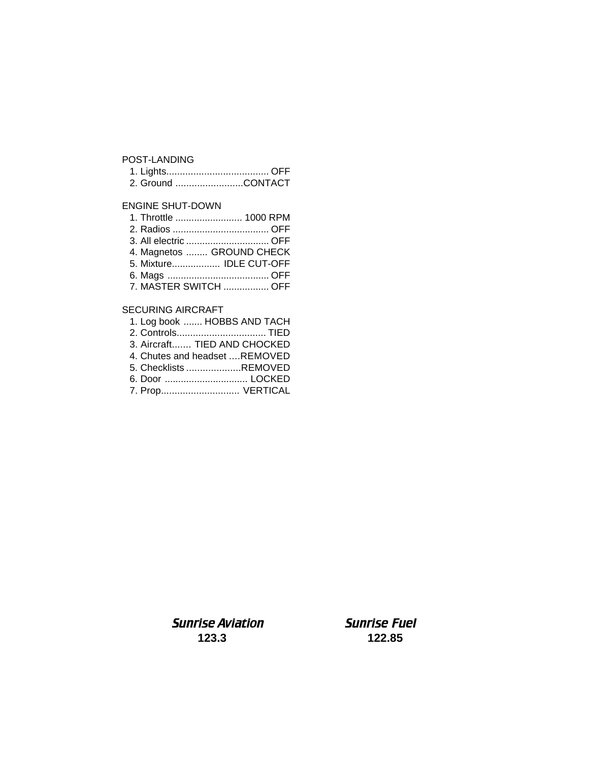POST-LANDING

1. Lights...................................... OFF
2. Ground .........................CONTACT

ENGINE SHUT-DOWN

1. Throttle ......................... 1000 RPM
2. Radios .................................... OFF
3. All electric ............................... OFF
4. Magnetos ........ GROUND CHECK
5. Mixture.................. IDLE CUT-OFF
6. Mags ...................................... OFF
7. MASTER SWITCH ................. OFF

SECURING AIRCRAFT

1. Log book ....... HOBBS AND TACH
2. Controls................................. TIED
3. Aircraft....... TIED AND CHOCKED
4. Chutes and headset ....REMOVED
5. Checklists ....................REMOVED
6. Door ............................... LOCKED
7. Prop............................. VERTICAL

***Sunrise Aviation***
**123.3**

***Sunrise Fuel***
**122.85**